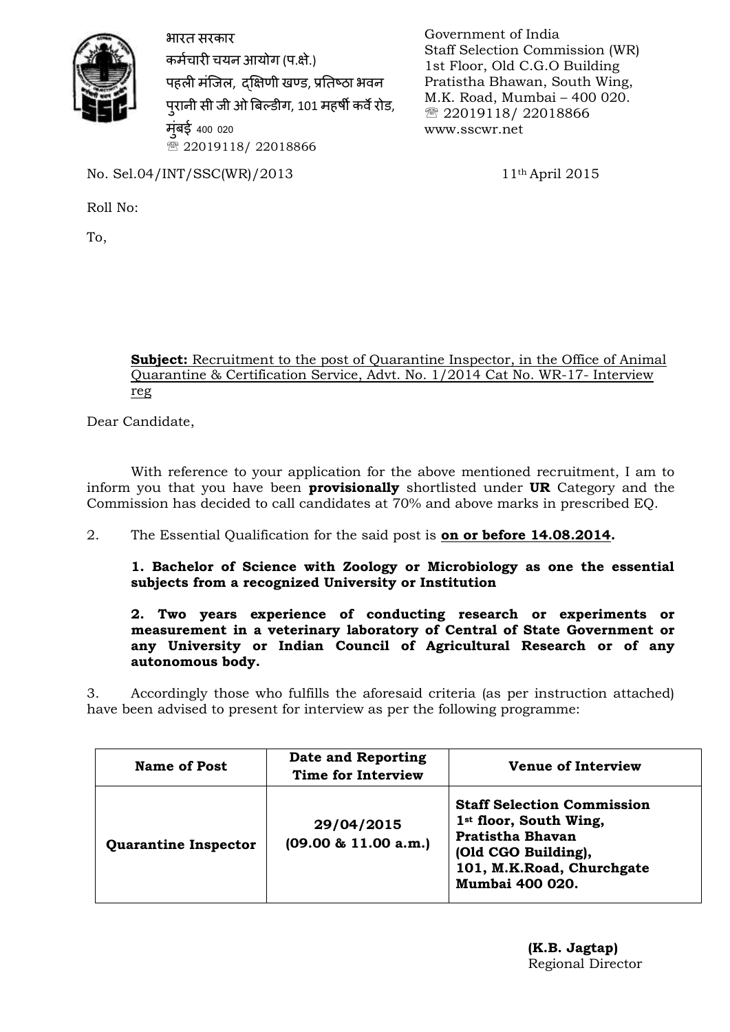भारत सरकार
कर्मचारी चयन आयोग (प.क्षे.)
पहली मंजिल, दक्षिणी खण्ड, प्रतिष्ठा भवन
पुरानी सी जी ओ बिल्डीग, 101 महर्षी कर्वे रोड,
मुंबई 400 020
☏ 22019118/ 22018866

Government of India
Staff Selection Commission (WR)
1st Floor, Old C.G.O Building
Pratistha Bhawan, South Wing,
M.K. Road, Mumbai – 400 020.
☏ 22019118/ 22018866
www.sscwr.net

No. Sel.04/INT/SSC(WR)/2013

11th April 2015

Roll No:

To,

**Subject:** Recruitment to the post of Quarantine Inspector, in the Office of Animal Quarantine & Certification Service, Advt. No. 1/2014 Cat No. WR-17- Interview reg

Dear Candidate,

With reference to your application for the above mentioned recruitment, I am to inform you that you have been **provisionally** shortlisted under **UR** Category and the Commission has decided to call candidates at 70% and above marks in prescribed EQ.

2. The Essential Qualification for the said post is **on or before 14.08.2014.**

**1. Bachelor of Science with Zoology or Microbiology as one the essential subjects from a recognized University or Institution**

**2. Two years experience of conducting research or experiments or measurement in a veterinary laboratory of Central of State Government or any University or Indian Council of Agricultural Research or of any autonomous body.**

3. Accordingly those who fulfills the aforesaid criteria (as per instruction attached) have been advised to present for interview as per the following programme:

| Name of Post | Date and Reporting Time for Interview | Venue of Interview |
| --- | --- | --- |
| **Quarantine Inspector** | **29/04/2015 (09.00 & 11.00 a.m.)** | **Staff Selection Commission 1st floor, South Wing, Pratistha Bhavan (Old CGO Building), 101, M.K.Road, Churchgate Mumbai 400 020.** |

**(K.B. Jagtap)**
Regional Director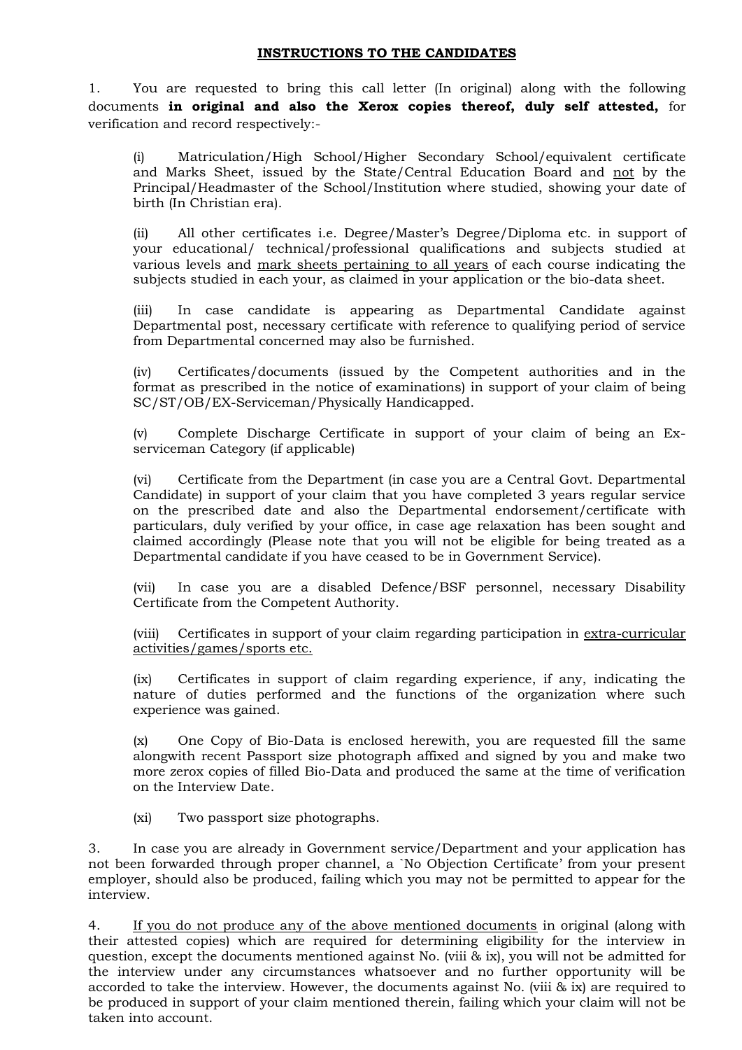## INSTRUCTIONS TO THE CANDIDATES

1. You are requested to bring this call letter (In original) along with the following documents **in original and also the Xerox copies thereof, duly self attested,** for verification and record respectively:-

(i) Matriculation/High School/Higher Secondary School/equivalent certificate and Marks Sheet, issued by the State/Central Education Board and <u>not</u> by the Principal/Headmaster of the School/Institution where studied, showing your date of birth (In Christian era).

(ii) All other certificates i.e. Degree/Master's Degree/Diploma etc. in support of your educational/ technical/professional qualifications and subjects studied at various levels and <u>mark sheets pertaining to all years</u> of each course indicating the subjects studied in each your, as claimed in your application or the bio-data sheet.

(iii) In case candidate is appearing as Departmental Candidate against Departmental post, necessary certificate with reference to qualifying period of service from Departmental concerned may also be furnished.

(iv) Certificates/documents (issued by the Competent authorities and in the format as prescribed in the notice of examinations) in support of your claim of being SC/ST/OB/EX-Serviceman/Physically Handicapped.

(v) Complete Discharge Certificate in support of your claim of being an Ex-serviceman Category (if applicable)

(vi) Certificate from the Department (in case you are a Central Govt. Departmental Candidate) in support of your claim that you have completed 3 years regular service on the prescribed date and also the Departmental endorsement/certificate with particulars, duly verified by your office, in case age relaxation has been sought and claimed accordingly (Please note that you will not be eligible for being treated as a Departmental candidate if you have ceased to be in Government Service).

(vii) In case you are a disabled Defence/BSF personnel, necessary Disability Certificate from the Competent Authority.

(viii) Certificates in support of your claim regarding participation in <u>extra-curricular activities/games/sports etc.</u>

(ix) Certificates in support of claim regarding experience, if any, indicating the nature of duties performed and the functions of the organization where such experience was gained.

(x) One Copy of Bio-Data is enclosed herewith, you are requested fill the same alongwith recent Passport size photograph affixed and signed by you and make two more zerox copies of filled Bio-Data and produced the same at the time of verification on the Interview Date.

(xi) Two passport size photographs.

3. In case you are already in Government service/Department and your application has not been forwarded through proper channel, a `No Objection Certificate' from your present employer, should also be produced, failing which you may not be permitted to appear for the interview.

4. <u>If you do not produce any of the above mentioned documents</u> in original (along with their attested copies) which are required for determining eligibility for the interview in question, except the documents mentioned against No. (viii & ix), you will not be admitted for the interview under any circumstances whatsoever and no further opportunity will be accorded to take the interview. However, the documents against No. (viii & ix) are required to be produced in support of your claim mentioned therein, failing which your claim will not be taken into account.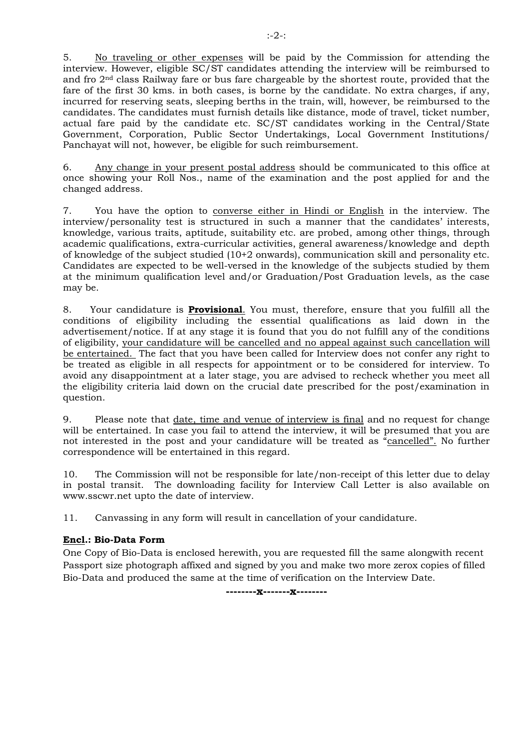5. No traveling or other expenses will be paid by the Commission for attending the interview. However, eligible SC/ST candidates attending the interview will be reimbursed to and fro 2nd class Railway fare or bus fare chargeable by the shortest route, provided that the fare of the first 30 kms. in both cases, is borne by the candidate. No extra charges, if any, incurred for reserving seats, sleeping berths in the train, will, however, be reimbursed to the candidates. The candidates must furnish details like distance, mode of travel, ticket number, actual fare paid by the candidate etc. SC/ST candidates working in the Central/State Government, Corporation, Public Sector Undertakings, Local Government Institutions/ Panchayat will not, however, be eligible for such reimbursement.

6. Any change in your present postal address should be communicated to this office at once showing your Roll Nos., name of the examination and the post applied for and the changed address.

7. You have the option to converse either in Hindi or English in the interview. The interview/personality test is structured in such a manner that the candidates' interests, knowledge, various traits, aptitude, suitability etc. are probed, among other things, through academic qualifications, extra-curricular activities, general awareness/knowledge and depth of knowledge of the subject studied (10+2 onwards), communication skill and personality etc. Candidates are expected to be well-versed in the knowledge of the subjects studied by them at the minimum qualification level and/or Graduation/Post Graduation levels, as the case may be.

8. Your candidature is **Provisional**. You must, therefore, ensure that you fulfill all the conditions of eligibility including the essential qualifications as laid down in the advertisement/notice. If at any stage it is found that you do not fulfill any of the conditions of eligibility, your candidature will be cancelled and no appeal against such cancellation will be entertained. The fact that you have been called for Interview does not confer any right to be treated as eligible in all respects for appointment or to be considered for interview. To avoid any disappointment at a later stage, you are advised to recheck whether you meet all the eligibility criteria laid down on the crucial date prescribed for the post/examination in question.

9. Please note that date, time and venue of interview is final and no request for change will be entertained. In case you fail to attend the interview, it will be presumed that you are not interested in the post and your candidature will be treated as "cancelled". No further correspondence will be entertained in this regard.

10. The Commission will not be responsible for late/non-receipt of this letter due to delay in postal transit. The downloading facility for Interview Call Letter is also available on www.sscwr.net upto the date of interview.

11. Canvassing in any form will result in cancellation of your candidature.

**Encl.: Bio-Data Form**

One Copy of Bio-Data is enclosed herewith, you are requested fill the same alongwith recent Passport size photograph affixed and signed by you and make two more zerox copies of filled Bio-Data and produced the same at the time of verification on the Interview Date.

--------x-------x--------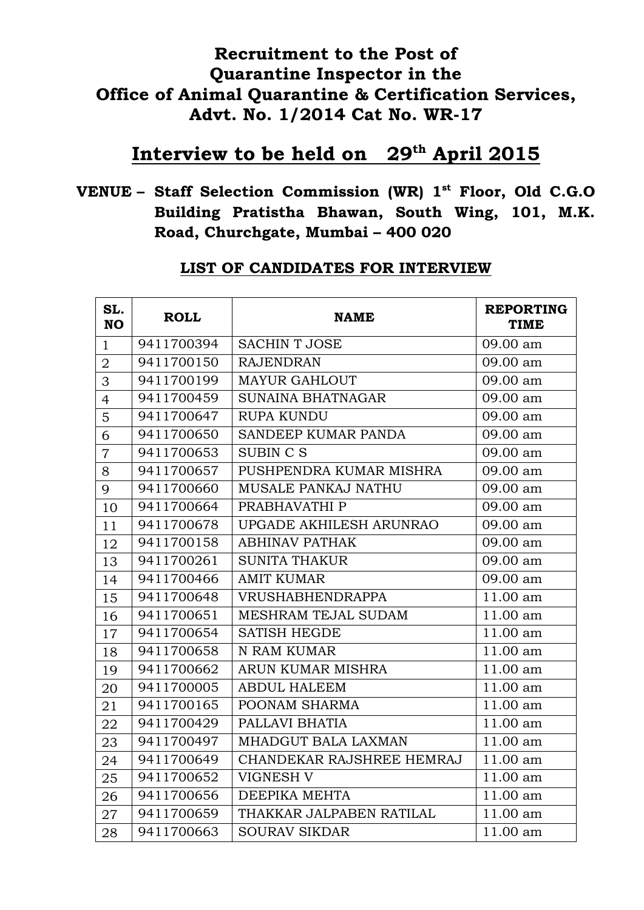# Recruitment to the Post of Quarantine Inspector in the Office of Animal Quarantine & Certification Services, Advt. No. 1/2014 Cat No. WR-17

## Interview to be held on 29th April 2015

**VENUE – Staff Selection Commission (WR) 1st Floor, Old C.G.O Building Pratistha Bhawan, South Wing, 101, M.K. Road, Churchgate, Mumbai – 400 020**

### LIST OF CANDIDATES FOR INTERVIEW

| SL. NO | ROLL | NAME | REPORTING TIME |
|---|---|---|---|
| 1 | 9411700394 | SACHIN T JOSE | 09.00 am |
| 2 | 9411700150 | RAJENDRAN | 09.00 am |
| 3 | 9411700199 | MAYUR GAHLOUT | 09.00 am |
| 4 | 9411700459 | SUNAINA BHATNAGAR | 09.00 am |
| 5 | 9411700647 | RUPA KUNDU | 09.00 am |
| 6 | 9411700650 | SANDEEP KUMAR PANDA | 09.00 am |
| 7 | 9411700653 | SUBIN C S | 09.00 am |
| 8 | 9411700657 | PUSHPENDRA KUMAR MISHRA | 09.00 am |
| 9 | 9411700660 | MUSALE PANKAJ NATHU | 09.00 am |
| 10 | 9411700664 | PRABHAVATHI P | 09.00 am |
| 11 | 9411700678 | UPGADE AKHILESH ARUNRAO | 09.00 am |
| 12 | 9411700158 | ABHINAV PATHAK | 09.00 am |
| 13 | 9411700261 | SUNITA THAKUR | 09.00 am |
| 14 | 9411700466 | AMIT KUMAR | 09.00 am |
| 15 | 9411700648 | VRUSHABHENDRAPPA | 11.00 am |
| 16 | 9411700651 | MESHRAM TEJAL SUDAM | 11.00 am |
| 17 | 9411700654 | SATISH HEGDE | 11.00 am |
| 18 | 9411700658 | N RAM KUMAR | 11.00 am |
| 19 | 9411700662 | ARUN KUMAR MISHRA | 11.00 am |
| 20 | 9411700005 | ABDUL HALEEM | 11.00 am |
| 21 | 9411700165 | POONAM SHARMA | 11.00 am |
| 22 | 9411700429 | PALLAVI BHATIA | 11.00 am |
| 23 | 9411700497 | MHADGUT BALA LAXMAN | 11.00 am |
| 24 | 9411700649 | CHANDEKAR RAJSHREE HEMRAJ | 11.00 am |
| 25 | 9411700652 | VIGNESH V | 11.00 am |
| 26 | 9411700656 | DEEPIKA MEHTA | 11.00 am |
| 27 | 9411700659 | THAKKAR JALPABEN RATILAL | 11.00 am |
| 28 | 9411700663 | SOURAV SIKDAR | 11.00 am |